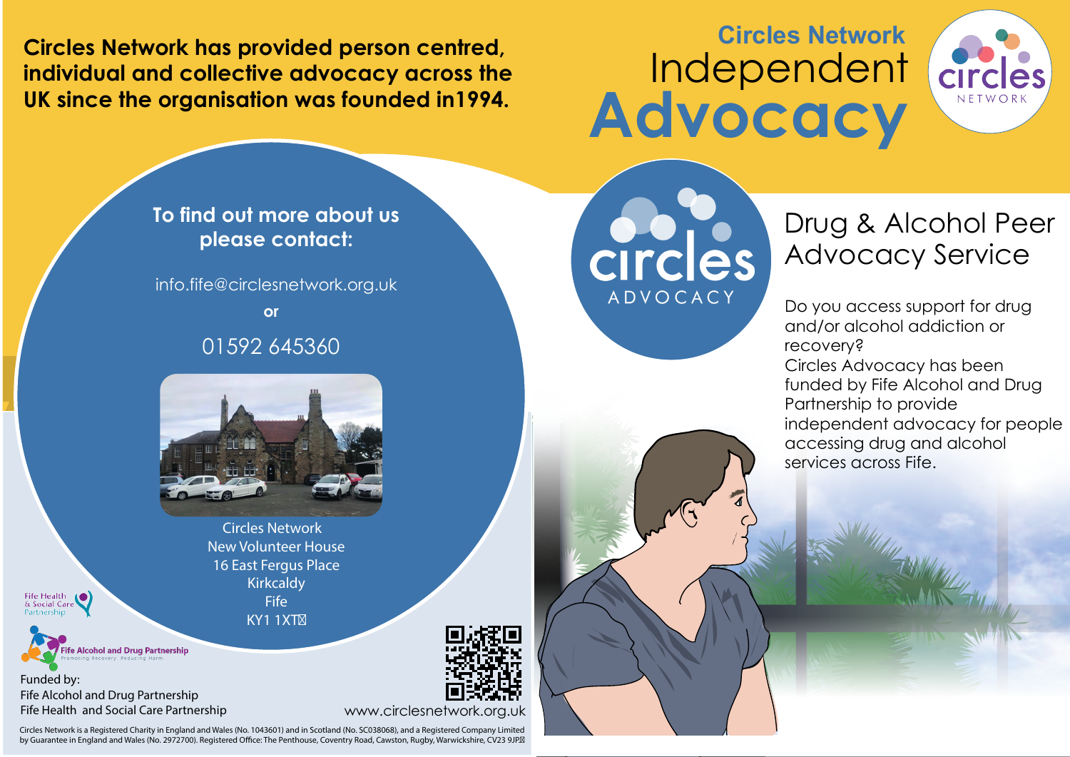**Circles Network has provided person centred, individual and collective advocacy across the UK since the organisation was founded in1994.**

# Circles Network Independent Advocacy

## Drug & Alcohol Peer Advocacy Service

Do you access support for drug and/or alcohol addiction or recovery?
Circles Advocacy has been funded by Fife Alcohol and Drug Partnership to provide independent advocacy for people accessing drug and alcohol services across Fife.

**To find out more about us please contact:**

info.fife@circlesnetwork.org.uk

**or**

01592 645360

Circles Network
New Volunteer House
16 East Fergus Place
Kirkcaldy
Fife
KY1 1XT

Funded by:
Fife Alcohol and Drug Partnership
Fife Health and Social Care Partnership

www.circlesnetwork.org.uk

Circles Network is a Registered Charity in England and Wales (No. 1043601) and in Scotland (No. SC038068), and a Registered Company Limited by Guarantee in England and Wales (No. 2972700). Registered Office: The Penthouse, Coventry Road, Cawston, Rugby, Warwickshire, CV23 9JP.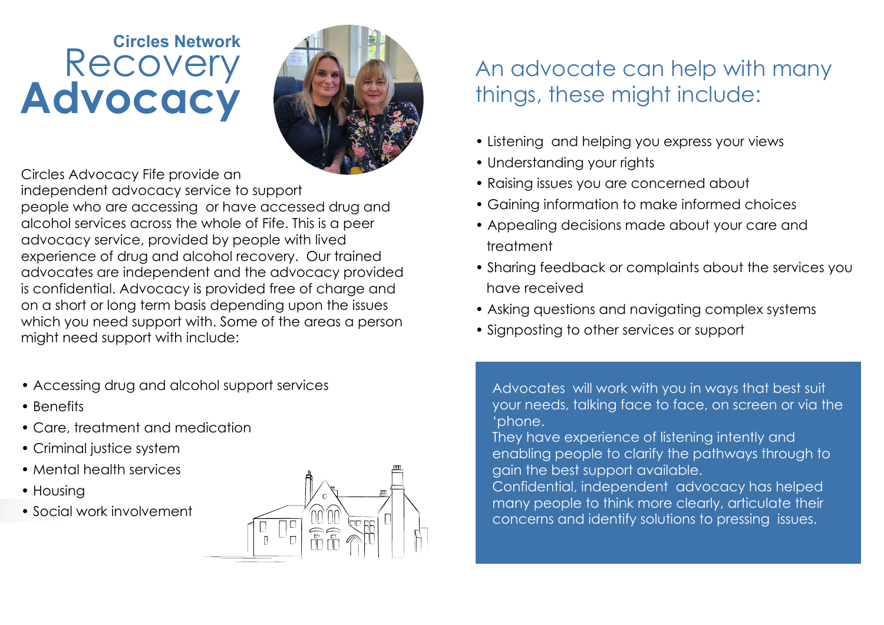# Circles Network Recovery **Advocacy**

Circles Advocacy Fife provide an independent advocacy service to support people who are accessing or have accessed drug and alcohol services across the whole of Fife. This is a peer advocacy service, provided by people with lived experience of drug and alcohol recovery. Our trained advocates are independent and the advocacy provided is confidential. Advocacy is provided free of charge and on a short or long term basis depending upon the issues which you need support with. Some of the areas a person might need support with include:

- Accessing drug and alcohol support services
- Benefits
- Care, treatment and medication
- Criminal justice system
- Mental health services
- Housing
- Social work involvement

## An advocate can help with many things, these might include:

- Listening and helping you express your views
- Understanding your rights
- Raising issues you are concerned about
- Gaining information to make informed choices
- Appealing decisions made about your care and treatment
- Sharing feedback or complaints about the services you have received
- Asking questions and navigating complex systems
- Signposting to other services or support

Advocates will work with you in ways that best suit your needs, talking face to face, on screen or via the 'phone.

They have experience of listening intently and enabling people to clarify the pathways through to gain the best support available.

Confidential, independent advocacy has helped many people to think more clearly, articulate their concerns and identify solutions to pressing issues.